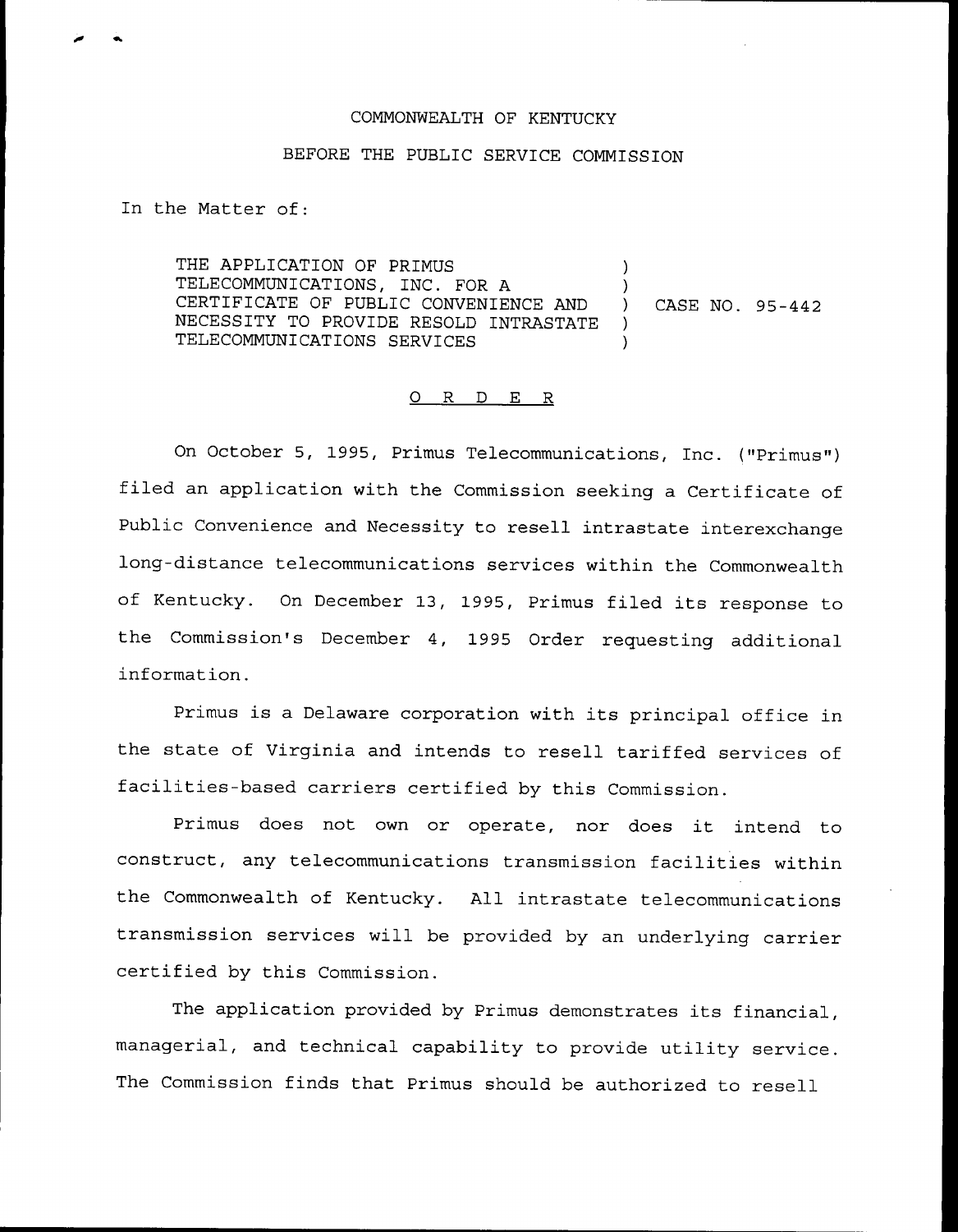COMMONWEALTH OF KENTUCKY

BEFORE THE PUBLIC SERVICE COMMISSION

In the Matter of:

THE APPLICATION OF PRIMUS TELECOMMUNICATIONS, INC. FOR A CERTIFICATE OF PUBLIC CONVENIENCE AND NECESSITY TO PROVIDE RESOLD INTRASTATE TELECOMMUNICATIONS SERVICES ) CASE NO. 95-442

O R D E R

On October 5, 1995, Primus Telecommunications, Inc. ("Primus") filed an application with the Commission seeking a Certificate of Public Convenience and Necessity to resell intrastate interexchange long-distance telecommunications services within the Commonwealth of Kentucky. On December 13, 1995, Primus filed its response to the Commission's December 4, 1995 Order requesting additional information.

Primus is a Delaware corporation with its principal office in the state of Virginia and intends to resell tariffed services of facilities-based carriers certified by this Commission.

Primus does not own or operate, nor does it intend to construct, any telecommunications transmission facilities within the Commonwealth of Kentucky. All intrastate telecommunications transmission services will be provided by an underlying carrier certified by this Commission.

The application provided by Primus demonstrates its financial, managerial, and technical capability to provide utility service. The Commission finds that Primus should be authorized to resell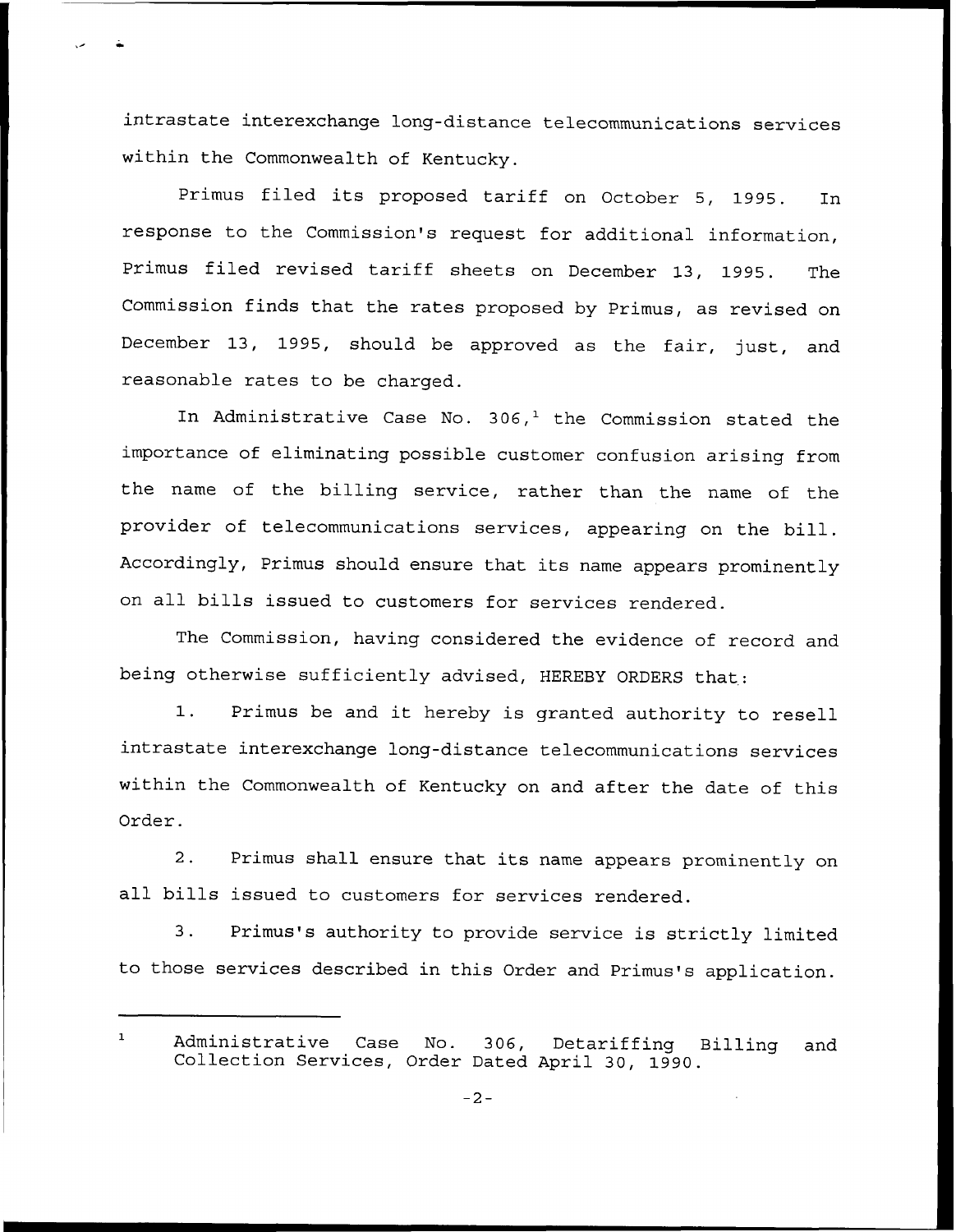intrastate interexchange long-distance telecommunications services within the Commonwealth of Kentucky.

Primus filed its proposed tariff on October 5, 1995. In response to the Commission's request for additional information, Primus filed revised tariff sheets on December 13, 1995. The Commission finds that the rates proposed by Primus, as revised on December 13, 1995, should be approved as the fair, just, and reasonable rates to be charged.

In Administrative Case No. 306,[1] the Commission stated the importance of eliminating possible customer confusion arising from the name of the billing service, rather than the name of the provider of telecommunications services, appearing on the bill. Accordingly, Primus should ensure that its name appears prominently on all bills issued to customers for services rendered.

The Commission, having considered the evidence of record and being otherwise sufficiently advised, HEREBY ORDERS that:

1. Primus be and it hereby is granted authority to resell intrastate interexchange long-distance telecommunications services within the Commonwealth of Kentucky on and after the date of this Order.

2. Primus shall ensure that its name appears prominently on all bills issued to customers for services rendered.

3. Primus's authority to provide service is strictly limited to those services described in this Order and Primus's application.

---

[1] Administrative Case No. 306, Detariffing Billing and Collection Services, Order Dated April 30, 1990.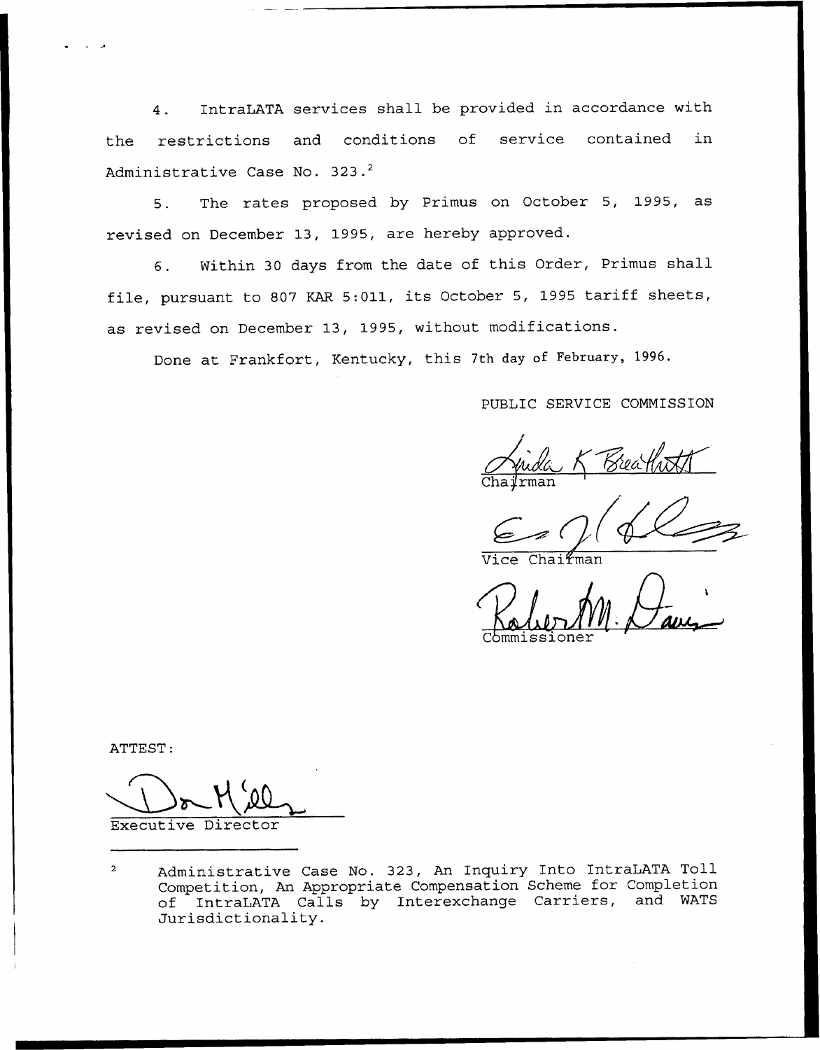4. IntraLATA services shall be provided in accordance with the restrictions and conditions of service contained in Administrative Case No. 323.[2]

5. The rates proposed by Primus on October 5, 1995, as revised on December 13, 1995, are hereby approved.

6. Within 30 days from the date of this Order, Primus shall file, pursuant to 807 KAR 5:011, its October 5, 1995 tariff sheets, as revised on December 13, 1995, without modifications.

Done at Frankfort, Kentucky, this 7th day of February, 1996.

PUBLIC SERVICE COMMISSION

Chairman

Vice Chairman

Commissioner

ATTEST:

Executive Director

[2] Administrative Case No. 323, An Inquiry Into IntraLATA Toll Competition, An Appropriate Compensation Scheme for Completion of IntraLATA Calls by Interexchange Carriers, and WATS Jurisdictionality.